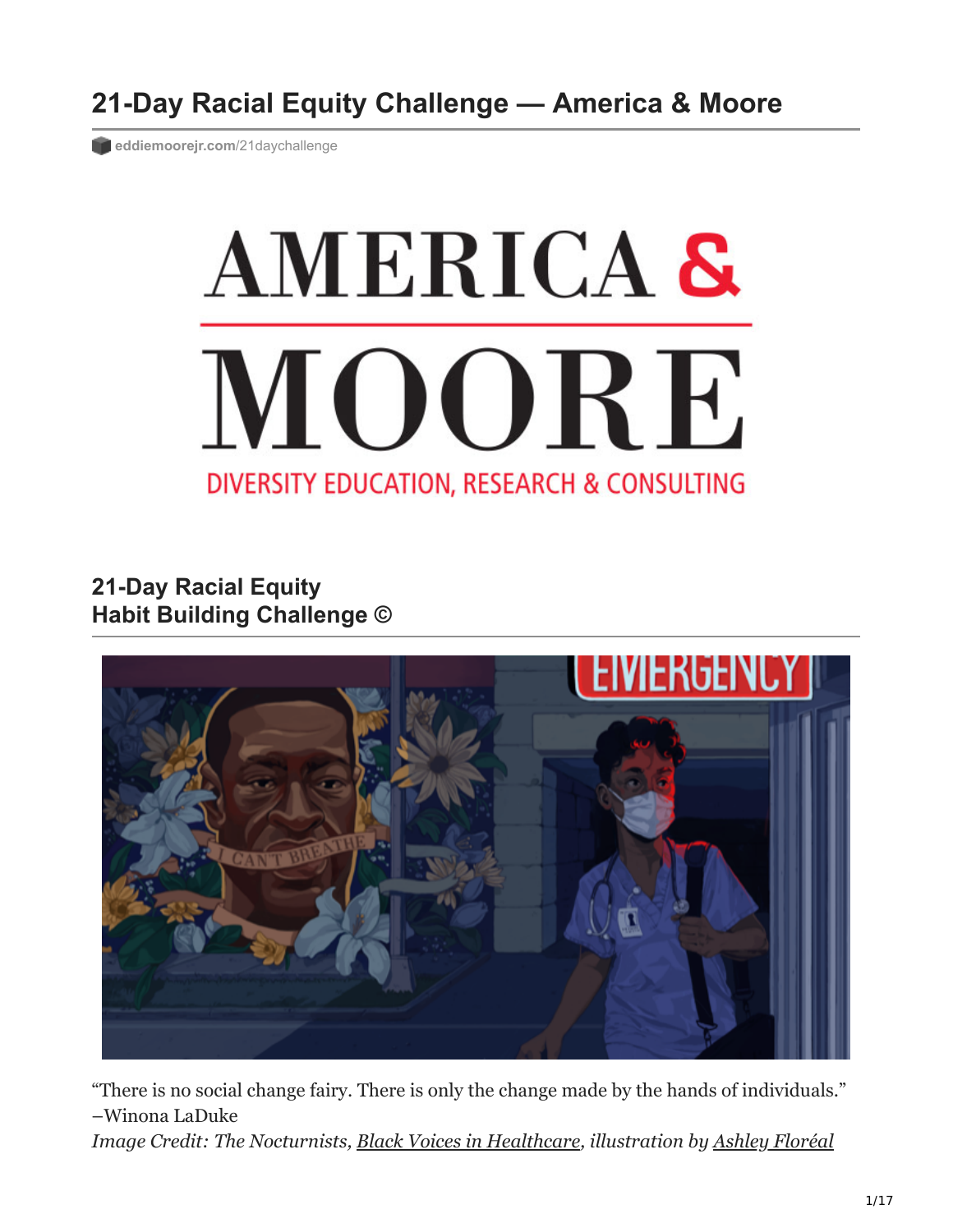# 21-Day Racial Equity Challenge — America & Moore

eddiemoorejr.com/21daychallenge

AMERICA & MOORE

DIVERSITY EDUCATION, RESEARCH & CONSULTING

## 21-Day Racial Equity Habit Building Challenge ©

"There is no social change fairy. There is only the change made by the hands of individuals." –Winona LaDuke

*Image Credit: The Nocturnists, Black Voices in Healthcare, illustration by Ashley Floréal*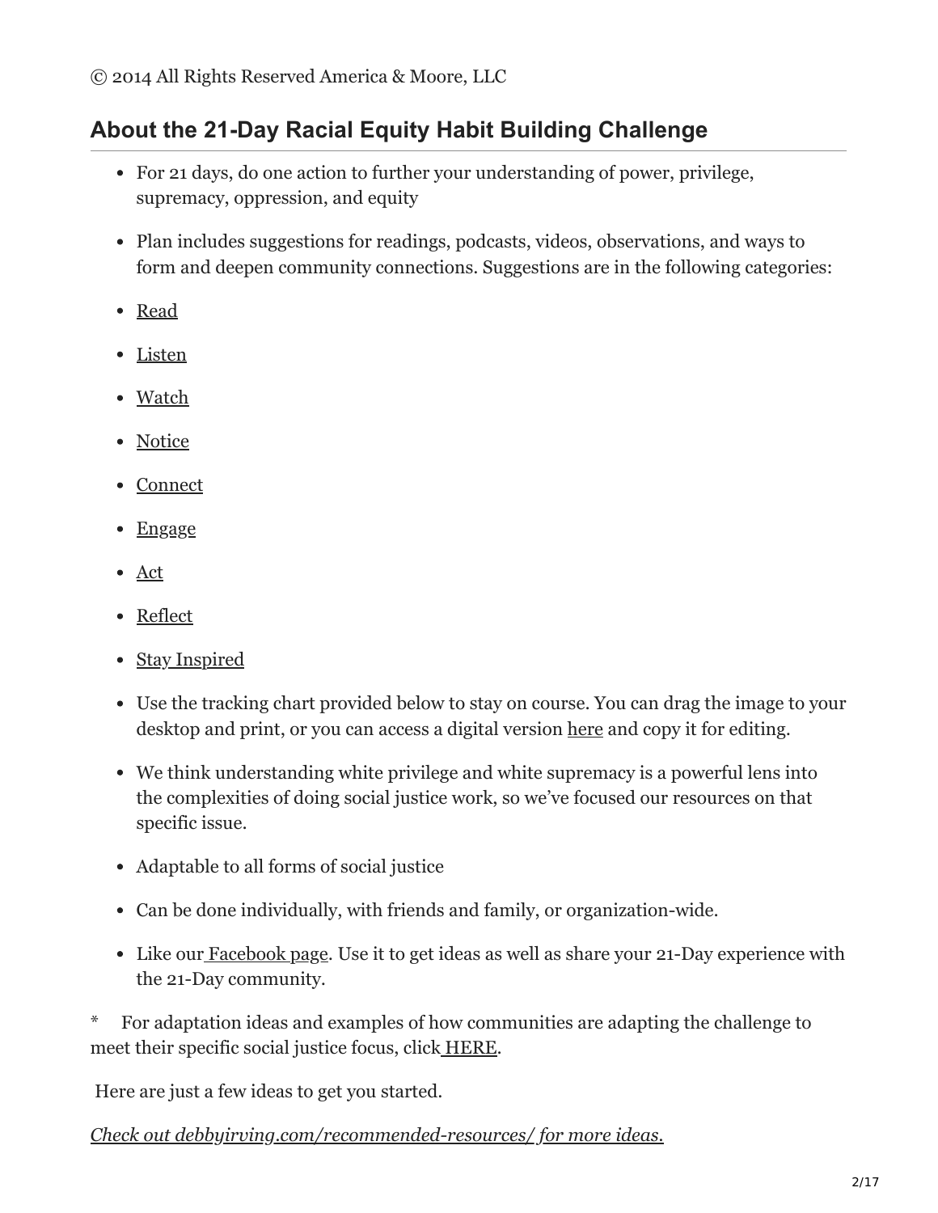© 2014 All Rights Reserved America & Moore, LLC

## About the 21-Day Racial Equity Habit Building Challenge

- For 21 days, do one action to further your understanding of power, privilege, supremacy, oppression, and equity
- Plan includes suggestions for readings, podcasts, videos, observations, and ways to form and deepen community connections. Suggestions are in the following categories:
- Read
- Listen
- Watch
- Notice
- Connect
- Engage
- Act
- Reflect
- Stay Inspired
- Use the tracking chart provided below to stay on course. You can drag the image to your desktop and print, or you can access a digital version here and copy it for editing.
- We think understanding white privilege and white supremacy is a powerful lens into the complexities of doing social justice work, so we've focused our resources on that specific issue.
- Adaptable to all forms of social justice
- Can be done individually, with friends and family, or organization-wide.
- Like our Facebook page. Use it to get ideas as well as share your 21-Day experience with the 21-Day community.

\* For adaptation ideas and examples of how communities are adapting the challenge to meet their specific social justice focus, click HERE.

Here are just a few ideas to get you started.

*Check out debbyirving.com/recommended-resources/ for more ideas.*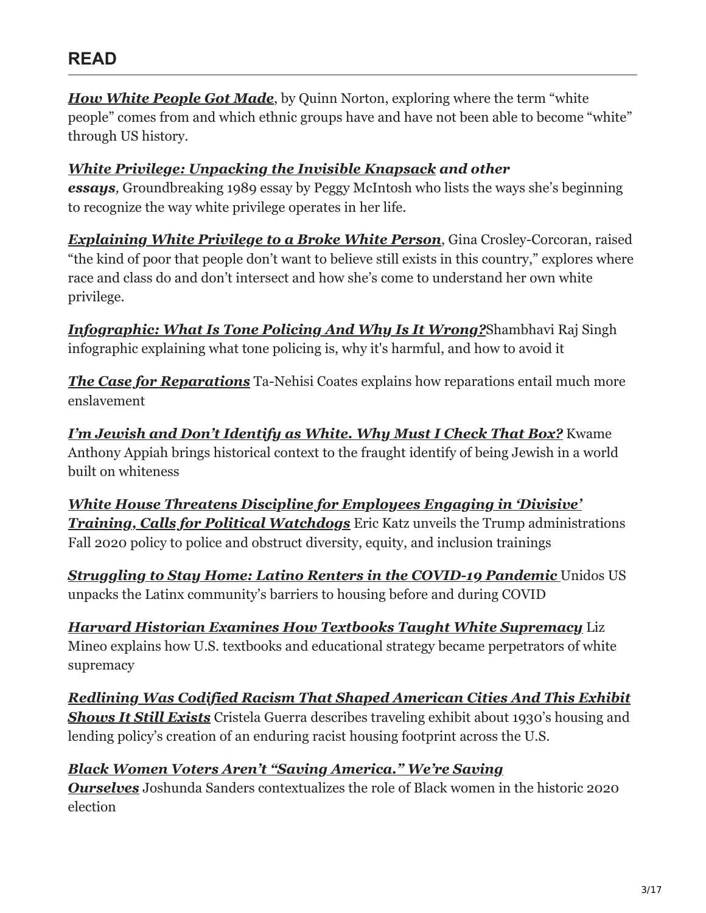## READ

***How White People Got Made***, by Quinn Norton, exploring where the term "white people" comes from and which ethnic groups have and have not been able to become "white" through US history.

***White Privilege: Unpacking the Invisible Knapsack* *and other essays***, Groundbreaking 1989 essay by Peggy McIntosh who lists the ways she's beginning to recognize the way white privilege operates in her life.

***Explaining White Privilege to a Broke White Person***, Gina Crosley-Corcoran, raised "the kind of poor that people don't want to believe still exists in this country," explores where race and class do and don't intersect and how she's come to understand her own white privilege.

***Infographic: What Is Tone Policing And Why Is It Wrong?*** Shambhavi Raj Singh infographic explaining what tone policing is, why it's harmful, and how to avoid it

***The Case for Reparations*** Ta-Nehisi Coates explains how reparations entail much more enslavement

***I'm Jewish and Don't Identify as White. Why Must I Check That Box?*** Kwame Anthony Appiah brings historical context to the fraught identify of being Jewish in a world built on whiteness

***White House Threatens Discipline for Employees Engaging in 'Divisive' Training, Calls for Political Watchdogs*** Eric Katz unveils the Trump administrations Fall 2020 policy to police and obstruct diversity, equity, and inclusion trainings

***Struggling to Stay Home: Latino Renters in the COVID-19 Pandemic*** Unidos US unpacks the Latinx community's barriers to housing before and during COVID

***Harvard Historian Examines How Textbooks Taught White Supremacy*** Liz Mineo explains how U.S. textbooks and educational strategy became perpetrators of white supremacy

***Redlining Was Codified Racism That Shaped American Cities And This Exhibit Shows It Still Exists*** Cristela Guerra describes traveling exhibit about 1930's housing and lending policy's creation of an enduring racist housing footprint across the U.S.

***Black Women Voters Aren't "Saving America." We're Saving Ourselves*** Joshunda Sanders contextualizes the role of Black women in the historic 2020 election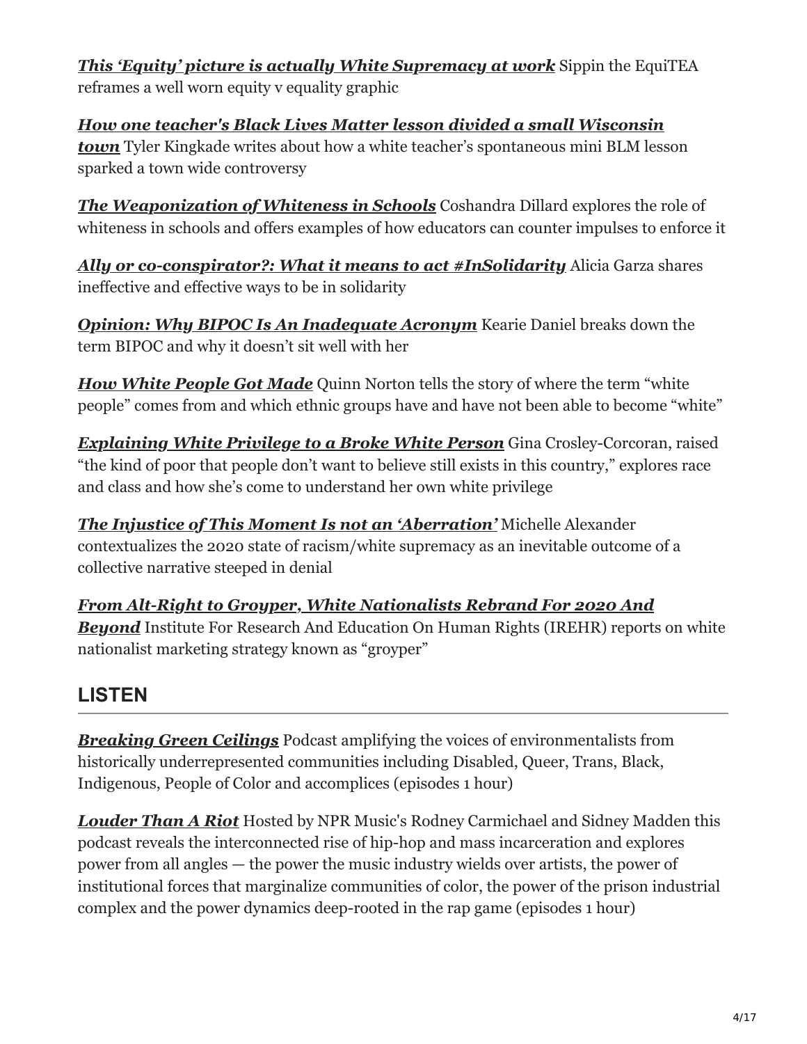***This 'Equity' picture is actually White Supremacy at work*** Sippin the EquiTEA reframes a well worn equity v equality graphic

***How one teacher's Black Lives Matter lesson divided a small Wisconsin town*** Tyler Kingkade writes about how a white teacher's spontaneous mini BLM lesson sparked a town wide controversy

***The Weaponization of Whiteness in Schools*** Coshandra Dillard explores the role of whiteness in schools and offers examples of how educators can counter impulses to enforce it

***Ally or co-conspirator?: What it means to act #InSolidarity*** Alicia Garza shares ineffective and effective ways to be in solidarity

***Opinion: Why BIPOC Is An Inadequate Acronym*** Kearie Daniel breaks down the term BIPOC and why it doesn't sit well with her

***How White People Got Made*** Quinn Norton tells the story of where the term "white people" comes from and which ethnic groups have and have not been able to become "white"

***Explaining White Privilege to a Broke White Person*** Gina Crosley-Corcoran, raised "the kind of poor that people don't want to believe still exists in this country," explores race and class and how she's come to understand her own white privilege

***The Injustice of This Moment Is not an 'Aberration'*** Michelle Alexander contextualizes the 2020 state of racism/white supremacy as an inevitable outcome of a collective narrative steeped in denial

***From Alt-Right to Groyper, White Nationalists Rebrand For 2020 And Beyond*** Institute For Research And Education On Human Rights (IREHR) reports on white nationalist marketing strategy known as "groyper"

## LISTEN

***Breaking Green Ceilings*** Podcast amplifying the voices of environmentalists from historically underrepresented communities including Disabled, Queer, Trans, Black, Indigenous, People of Color and accomplices (episodes 1 hour)

***Louder Than A Riot*** Hosted by NPR Music's Rodney Carmichael and Sidney Madden this podcast reveals the interconnected rise of hip-hop and mass incarceration and explores power from all angles — the power the music industry wields over artists, the power of institutional forces that marginalize communities of color, the power of the prison industrial complex and the power dynamics deep-rooted in the rap game (episodes 1 hour)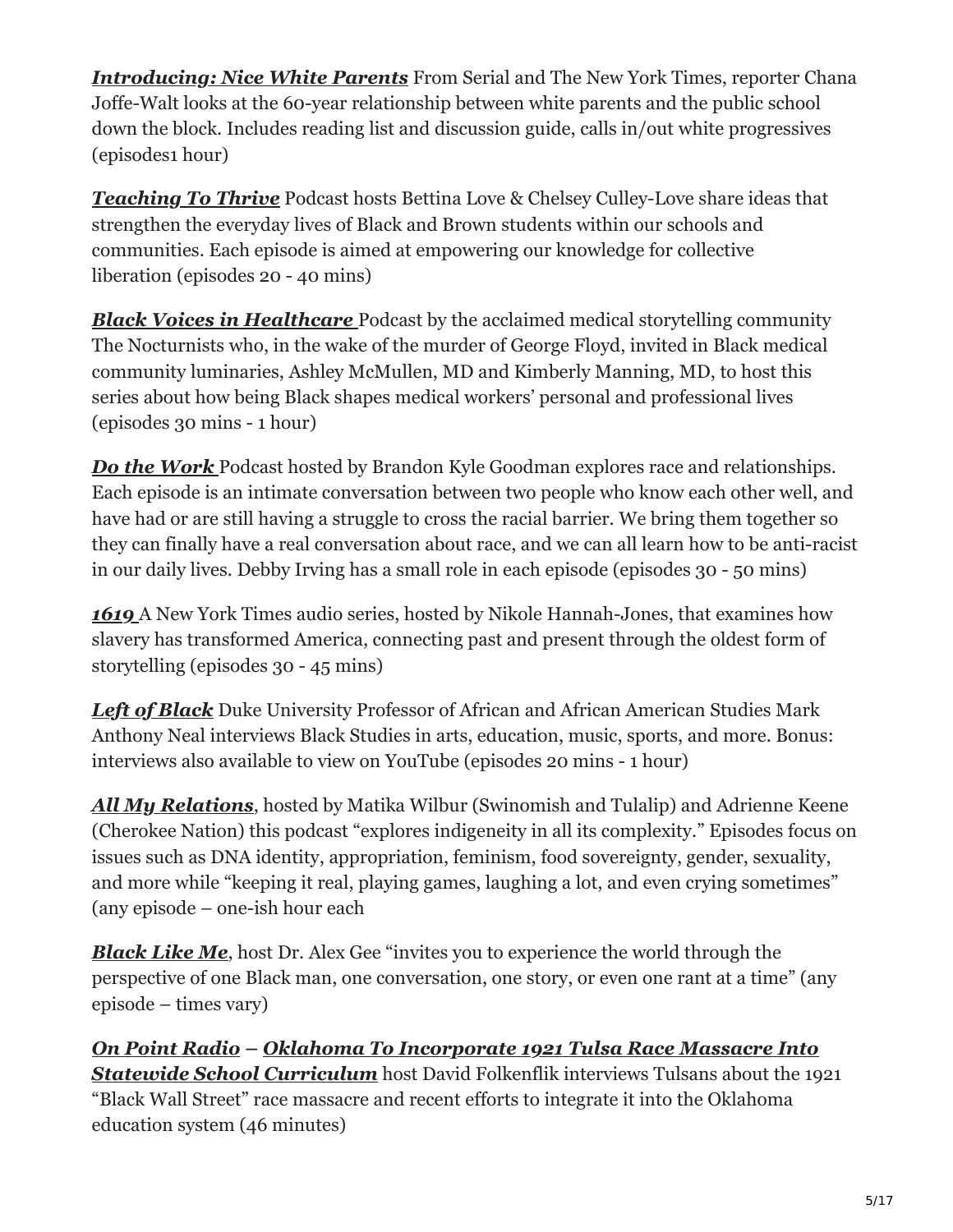***[Introducing: Nice White Parents](#)*** From Serial and The New York Times, reporter Chana Joffe-Walt looks at the 60-year relationship between white parents and the public school down the block. Includes reading list and discussion guide, calls in/out white progressives (episodes1 hour)

***Teaching To Thrive*** Podcast hosts Bettina Love & Chelsey Culley-Love share ideas that strengthen the everyday lives of Black and Brown students within our schools and communities. Each episode is aimed at empowering our knowledge for collective liberation (episodes 20 - 40 mins)

***Black Voices in Healthcare*** Podcast by the acclaimed medical storytelling community The Nocturnists who, in the wake of the murder of George Floyd, invited in Black medical community luminaries, Ashley McMullen, MD and Kimberly Manning, MD, to host this series about how being Black shapes medical workers' personal and professional lives (episodes 30 mins - 1 hour)

***Do the Work*** Podcast hosted by Brandon Kyle Goodman explores race and relationships. Each episode is an intimate conversation between two people who know each other well, and have had or are still having a struggle to cross the racial barrier. We bring them together so they can finally have a real conversation about race, and we can all learn how to be anti-racist in our daily lives. Debby Irving has a small role in each episode (episodes 30 - 50 mins)

***1619*** A New York Times audio series, hosted by Nikole Hannah-Jones, that examines how slavery has transformed America, connecting past and present through the oldest form of storytelling (episodes 30 - 45 mins)

***Left of Black*** Duke University Professor of African and African American Studies Mark Anthony Neal interviews Black Studies in arts, education, music, sports, and more. Bonus: interviews also available to view on YouTube (episodes 20 mins - 1 hour)

***All My Relations***, hosted by Matika Wilbur (Swinomish and Tulalip) and Adrienne Keene (Cherokee Nation) this podcast "explores indigeneity in all its complexity." Episodes focus on issues such as DNA identity, appropriation, feminism, food sovereignty, gender, sexuality, and more while "keeping it real, playing games, laughing a lot, and even crying sometimes" (any episode – one-ish hour each

***Black Like Me***, host Dr. Alex Gee "invites you to experience the world through the perspective of one Black man, one conversation, one story, or even one rant at a time" (any episode – times vary)

***On Point Radio – Oklahoma To Incorporate 1921 Tulsa Race Massacre Into Statewide School Curriculum*** host David Folkenflik interviews Tulsans about the 1921 "Black Wall Street" race massacre and recent efforts to integrate it into the Oklahoma education system (46 minutes)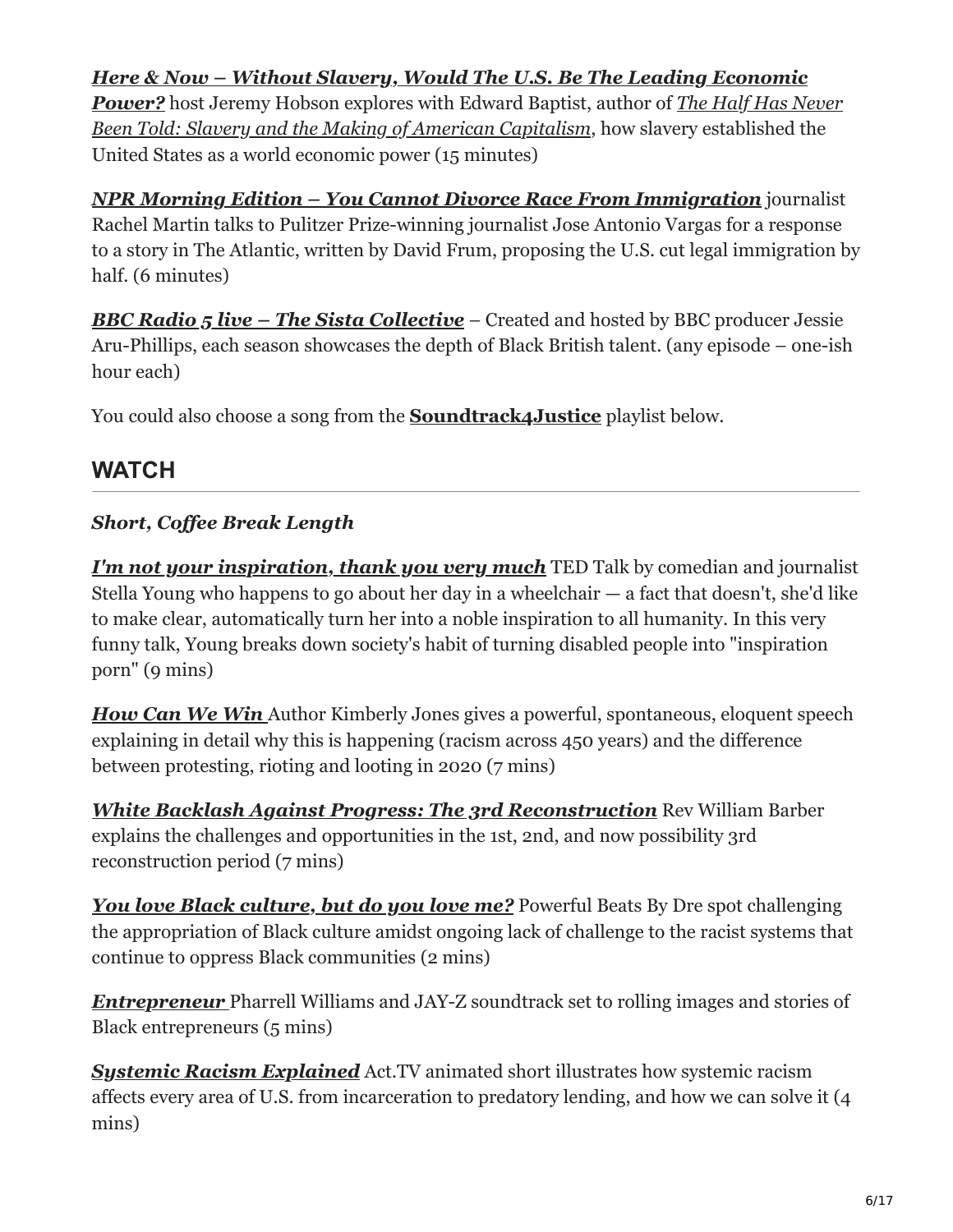***Here & Now – Without Slavery, Would The U.S. Be The Leading Economic Power?*** host Jeremy Hobson explores with Edward Baptist, author of *The Half Has Never Been Told: Slavery and the Making of American Capitalism*, how slavery established the United States as a world economic power (15 minutes)

***NPR Morning Edition – You Cannot Divorce Race From Immigration*** journalist Rachel Martin talks to Pulitzer Prize-winning journalist Jose Antonio Vargas for a response to a story in The Atlantic, written by David Frum, proposing the U.S. cut legal immigration by half. (6 minutes)

***BBC Radio 5 live – The Sista Collective*** – Created and hosted by BBC producer Jessie Aru-Phillips, each season showcases the depth of Black British talent. (any episode – one-ish hour each)

You could also choose a song from the **Soundtrack4Justice** playlist below.

## WATCH

***Short, Coffee Break Length***

***I'm not your inspiration, thank you very much*** TED Talk by comedian and journalist Stella Young who happens to go about her day in a wheelchair — a fact that doesn't, she'd like to make clear, automatically turn her into a noble inspiration to all humanity. In this very funny talk, Young breaks down society's habit of turning disabled people into "inspiration porn" (9 mins)

***How Can We Win*** Author Kimberly Jones gives a powerful, spontaneous, eloquent speech explaining in detail why this is happening (racism across 450 years) and the difference between protesting, rioting and looting in 2020 (7 mins)

***White Backlash Against Progress: The 3rd Reconstruction*** Rev William Barber explains the challenges and opportunities in the 1st, 2nd, and now possibility 3rd reconstruction period (7 mins)

***You love Black culture, but do you love me?*** Powerful Beats By Dre spot challenging the appropriation of Black culture amidst ongoing lack of challenge to the racist systems that continue to oppress Black communities (2 mins)

***Entrepreneur*** Pharrell Williams and JAY-Z soundtrack set to rolling images and stories of Black entrepreneurs (5 mins)

***Systemic Racism Explained*** Act.TV animated short illustrates how systemic racism affects every area of U.S. from incarceration to predatory lending, and how we can solve it (4 mins)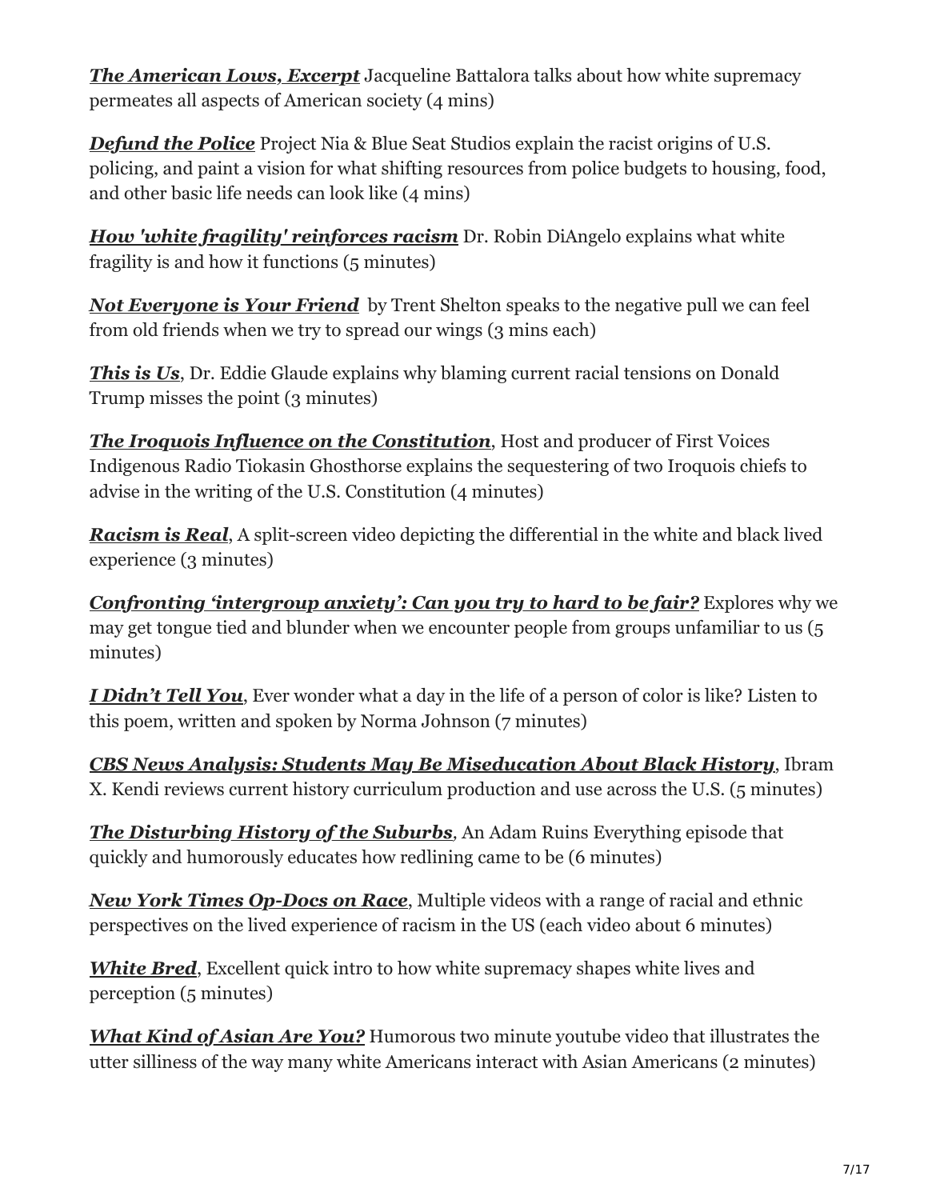***The American Lows, Excerpt*** Jacqueline Battalora talks about how white supremacy permeates all aspects of American society (4 mins)

***Defund the Police*** Project Nia & Blue Seat Studios explain the racist origins of U.S. policing, and paint a vision for what shifting resources from police budgets to housing, food, and other basic life needs can look like (4 mins)

***How 'white fragility' reinforces racism*** Dr. Robin DiAngelo explains what white fragility is and how it functions (5 minutes)

***Not Everyone is Your Friend*** by Trent Shelton speaks to the negative pull we can feel from old friends when we try to spread our wings (3 mins each)

***This is Us***, Dr. Eddie Glaude explains why blaming current racial tensions on Donald Trump misses the point (3 minutes)

***The Iroquois Influence on the Constitution***, Host and producer of First Voices Indigenous Radio Tiokasin Ghosthorse explains the sequestering of two Iroquois chiefs to advise in the writing of the U.S. Constitution (4 minutes)

***Racism is Real***, A split-screen video depicting the differential in the white and black lived experience (3 minutes)

***Confronting 'intergroup anxiety': Can you try to hard to be fair?*** Explores why we may get tongue tied and blunder when we encounter people from groups unfamiliar to us (5 minutes)

***I Didn't Tell You***, Ever wonder what a day in the life of a person of color is like? Listen to this poem, written and spoken by Norma Johnson (7 minutes)

***CBS News Analysis: Students May Be Miseducation About Black History***, Ibram X. Kendi reviews current history curriculum production and use across the U.S. (5 minutes)

***The Disturbing History of the Suburbs***, An Adam Ruins Everything episode that quickly and humorously educates how redlining came to be (6 minutes)

***New York Times Op-Docs on Race***, Multiple videos with a range of racial and ethnic perspectives on the lived experience of racism in the US (each video about 6 minutes)

***White Bred***, Excellent quick intro to how white supremacy shapes white lives and perception (5 minutes)

***What Kind of Asian Are You?*** Humorous two minute youtube video that illustrates the utter silliness of the way many white Americans interact with Asian Americans (2 minutes)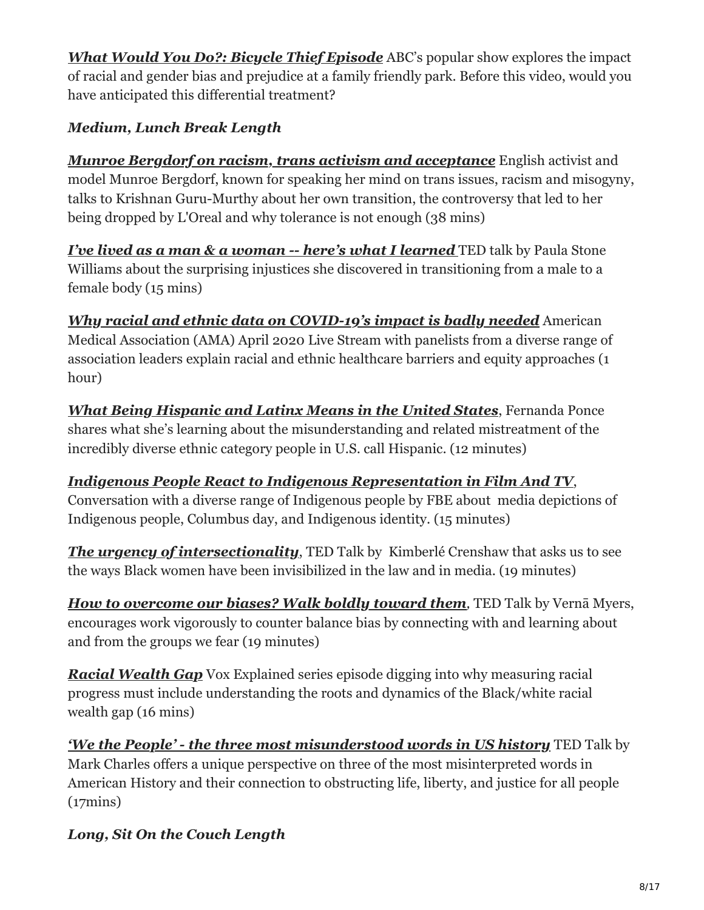***What Would You Do?: Bicycle Thief Episode*** ABC's popular show explores the impact of racial and gender bias and prejudice at a family friendly park. Before this video, would you have anticipated this differential treatment?

### *Medium, Lunch Break Length*

***Munroe Bergdorf on racism, trans activism and acceptance*** English activist and model Munroe Bergdorf, known for speaking her mind on trans issues, racism and misogyny, talks to Krishnan Guru-Murthy about her own transition, the controversy that led to her being dropped by L'Oreal and why tolerance is not enough (38 mins)

***I've lived as a man & a woman -- here's what I learned*** TED talk by Paula Stone Williams about the surprising injustices she discovered in transitioning from a male to a female body (15 mins)

***Why racial and ethnic data on COVID-19's impact is badly needed*** American Medical Association (AMA) April 2020 Live Stream with panelists from a diverse range of association leaders explain racial and ethnic healthcare barriers and equity approaches (1 hour)

***What Being Hispanic and Latinx Means in the United States***, Fernanda Ponce shares what she's learning about the misunderstanding and related mistreatment of the incredibly diverse ethnic category people in U.S. call Hispanic. (12 minutes)

***Indigenous People React to Indigenous Representation in Film And TV***, Conversation with a diverse range of Indigenous people by FBE about media depictions of Indigenous people, Columbus day, and Indigenous identity. (15 minutes)

***The urgency of intersectionality***, TED Talk by Kimberlé Crenshaw that asks us to see the ways Black women have been invisibilized in the law and in media. (19 minutes)

***How to overcome our biases? Walk boldly toward them***, TED Talk by Vernā Myers, encourages work vigorously to counter balance bias by connecting with and learning about and from the groups we fear (19 minutes)

***Racial Wealth Gap*** Vox Explained series episode digging into why measuring racial progress must include understanding the roots and dynamics of the Black/white racial wealth gap (16 mins)

***'We the People' - the three most misunderstood words in US history*** TED Talk by Mark Charles offers a unique perspective on three of the most misinterpreted words in American History and their connection to obstructing life, liberty, and justice for all people (17mins)

### *Long, Sit On the Couch Length*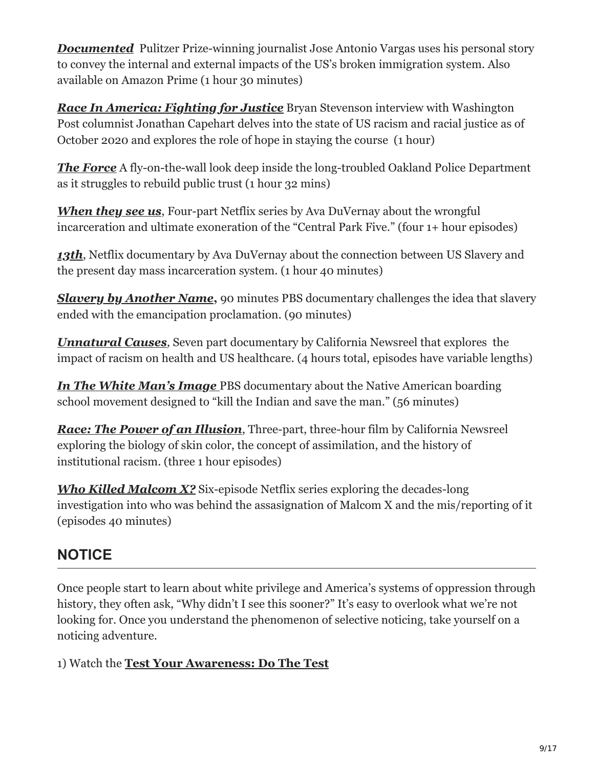***Documented*** Pulitzer Prize-winning journalist Jose Antonio Vargas uses his personal story to convey the internal and external impacts of the US's broken immigration system. Also available on Amazon Prime (1 hour 30 minutes)

***Race In America: Fighting for Justice*** Bryan Stevenson interview with Washington Post columnist Jonathan Capehart delves into the state of US racism and racial justice as of October 2020 and explores the role of hope in staying the course (1 hour)

***The Force*** A fly-on-the-wall look deep inside the long-troubled Oakland Police Department as it struggles to rebuild public trust (1 hour 32 mins)

***When they see us***, Four-part Netflix series by Ava DuVernay about the wrongful incarceration and ultimate exoneration of the "Central Park Five." (four 1+ hour episodes)

***13th***, Netflix documentary by Ava DuVernay about the connection between US Slavery and the present day mass incarceration system. (1 hour 40 minutes)

***Slavery by Another Name*****,** 90 minutes PBS documentary challenges the idea that slavery ended with the emancipation proclamation. (90 minutes)

***Unnatural Causes***, Seven part documentary by California Newsreel that explores the impact of racism on health and US healthcare. (4 hours total, episodes have variable lengths)

***In The White Man's Image*** PBS documentary about the Native American boarding school movement designed to "kill the Indian and save the man." (56 minutes)

***Race: The Power of an Illusion***, Three-part, three-hour film by California Newsreel exploring the biology of skin color, the concept of assimilation, and the history of institutional racism. (three 1 hour episodes)

***Who Killed Malcom X?*** Six-episode Netflix series exploring the decades-long investigation into who was behind the assasignation of Malcom X and the mis/reporting of it (episodes 40 minutes)

## NOTICE

Once people start to learn about white privilege and America's systems of oppression through history, they often ask, "Why didn't I see this sooner?" It's easy to overlook what we're not looking for. Once you understand the phenomenon of selective noticing, take yourself on a noticing adventure.

1) Watch the **Test Your Awareness: Do The Test**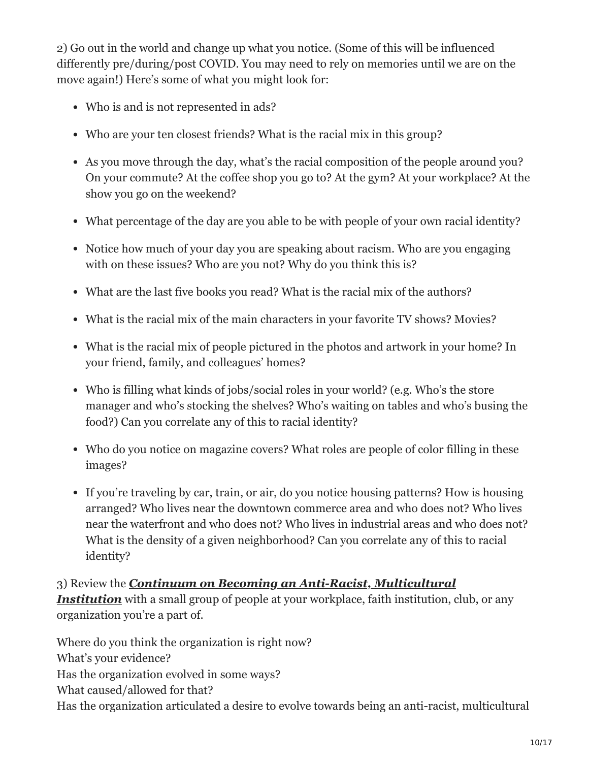2) Go out in the world and change up what you notice. (Some of this will be influenced differently pre/during/post COVID. You may need to rely on memories until we are on the move again!) Here's some of what you might look for:

- Who is and is not represented in ads?
- Who are your ten closest friends? What is the racial mix in this group?
- As you move through the day, what's the racial composition of the people around you? On your commute? At the coffee shop you go to? At the gym? At your workplace? At the show you go on the weekend?
- What percentage of the day are you able to be with people of your own racial identity?
- Notice how much of your day you are speaking about racism. Who are you engaging with on these issues? Who are you not? Why do you think this is?
- What are the last five books you read? What is the racial mix of the authors?
- What is the racial mix of the main characters in your favorite TV shows? Movies?
- What is the racial mix of people pictured in the photos and artwork in your home? In your friend, family, and colleagues' homes?
- Who is filling what kinds of jobs/social roles in your world? (e.g. Who's the store manager and who's stocking the shelves? Who's waiting on tables and who's busing the food?) Can you correlate any of this to racial identity?
- Who do you notice on magazine covers? What roles are people of color filling in these images?
- If you're traveling by car, train, or air, do you notice housing patterns? How is housing arranged? Who lives near the downtown commerce area and who does not? Who lives near the waterfront and who does not? Who lives in industrial areas and who does not? What is the density of a given neighborhood? Can you correlate any of this to racial identity?

3) Review the ***Continuum on Becoming an Anti-Racist, Multicultural Institution*** with a small group of people at your workplace, faith institution, club, or any organization you're a part of.

Where do you think the organization is right now?
What's your evidence?
Has the organization evolved in some ways?
What caused/allowed for that?
Has the organization articulated a desire to evolve towards being an anti-racist, multicultural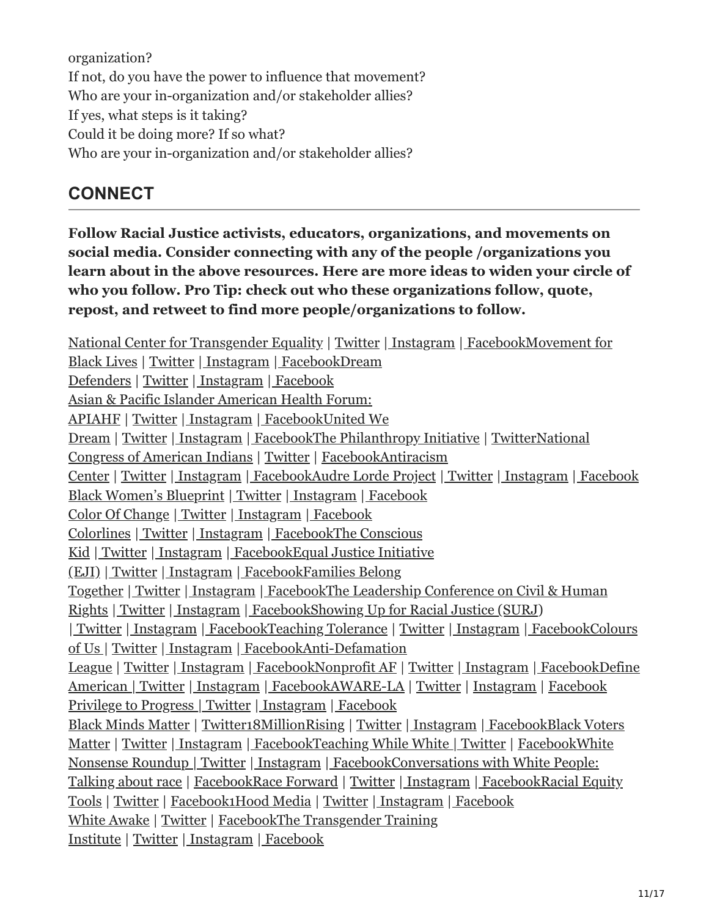organization?
If not, do you have the power to influence that movement?
Who are your in-organization and/or stakeholder allies?
If yes, what steps is it taking?
Could it be doing more? If so what?
Who are your in-organization and/or stakeholder allies?

## CONNECT

**Follow Racial Justice activists, educators, organizations, and movements on social media. Consider connecting with any of the people /organizations you learn about in the above resources. Here are more ideas to widen your circle of who you follow. Pro Tip: check out who these organizations follow, quote, repost, and retweet to find more people/organizations to follow.**

National Center for Transgender Equality | Twitter | Instagram | FacebookMovement for Black Lives | Twitter | Instagram | FacebookDream Defenders | Twitter | Instagram | Facebook
Asian & Pacific Islander American Health Forum: APIAHF | Twitter | Instagram | FacebookUnited We Dream | Twitter | Instagram | FacebookThe Philanthropy Initiative | TwitterNational Congress of American Indians | Twitter | FacebookAntiracism Center | Twitter | Instagram | FacebookAudre Lorde Project | Twitter | Instagram | Facebook
Black Women's Blueprint | Twitter | Instagram | Facebook
Color Of Change | Twitter | Instagram | Facebook
Colorlines | Twitter | Instagram | FacebookThe Conscious Kid | Twitter | Instagram | FacebookEqual Justice Initiative (EJI) | Twitter | Instagram | FacebookFamilies Belong Together | Twitter | Instagram | FacebookThe Leadership Conference on Civil & Human Rights | Twitter | Instagram | FacebookShowing Up for Racial Justice (SURJ) | Twitter | Instagram | FacebookTeaching Tolerance | Twitter | Instagram | FacebookColours of Us | Twitter | Instagram | FacebookAnti-Defamation League | Twitter | Instagram | FacebookNonprofit AF | Twitter | Instagram | FacebookDefine American | Twitter | Instagram | FacebookAWARE-LA | Twitter | Instagram | Facebook
Privilege to Progress | Twitter | Instagram | Facebook
Black Minds Matter | Twitter18MillionRising | Twitter | Instagram | FacebookBlack Voters Matter | Twitter | Instagram | FacebookTeaching While White | Twitter | FacebookWhite Nonsense Roundup | Twitter | Instagram | FacebookConversations with White People: Talking about race | FacebookRace Forward | Twitter | Instagram | FacebookRacial Equity Tools | Twitter | Facebook1Hood Media | Twitter | Instagram | Facebook
White Awake | Twitter | FacebookThe Transgender Training Institute | Twitter | Instagram | Facebook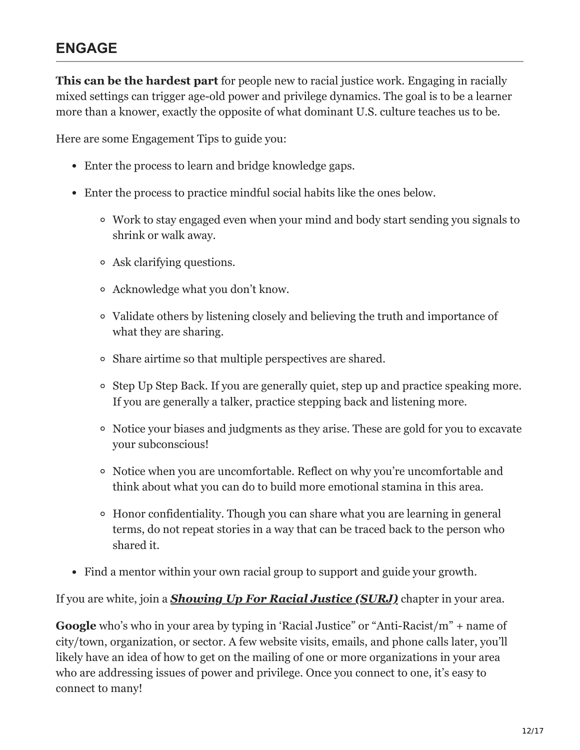## ENGAGE

**This can be the hardest part** for people new to racial justice work. Engaging in racially mixed settings can trigger age-old power and privilege dynamics. The goal is to be a learner more than a knower, exactly the opposite of what dominant U.S. culture teaches us to be.

Here are some Engagement Tips to guide you:

- Enter the process to learn and bridge knowledge gaps.
- Enter the process to practice mindful social habits like the ones below.
  - Work to stay engaged even when your mind and body start sending you signals to shrink or walk away.
  - Ask clarifying questions.
  - Acknowledge what you don't know.
  - Validate others by listening closely and believing the truth and importance of what they are sharing.
  - Share airtime so that multiple perspectives are shared.
  - Step Up Step Back. If you are generally quiet, step up and practice speaking more. If you are generally a talker, practice stepping back and listening more.
  - Notice your biases and judgments as they arise. These are gold for you to excavate your subconscious!
  - Notice when you are uncomfortable. Reflect on why you're uncomfortable and think about what you can do to build more emotional stamina in this area.
  - Honor confidentiality. Though you can share what you are learning in general terms, do not repeat stories in a way that can be traced back to the person who shared it.
- Find a mentor within your own racial group to support and guide your growth.

If you are white, join a ***Showing Up For Racial Justice (SURJ)*** chapter in your area.

**Google** who's who in your area by typing in 'Racial Justice" or "Anti-Racist/m" + name of city/town, organization, or sector. A few website visits, emails, and phone calls later, you'll likely have an idea of how to get on the mailing of one or more organizations in your area who are addressing issues of power and privilege. Once you connect to one, it's easy to connect to many!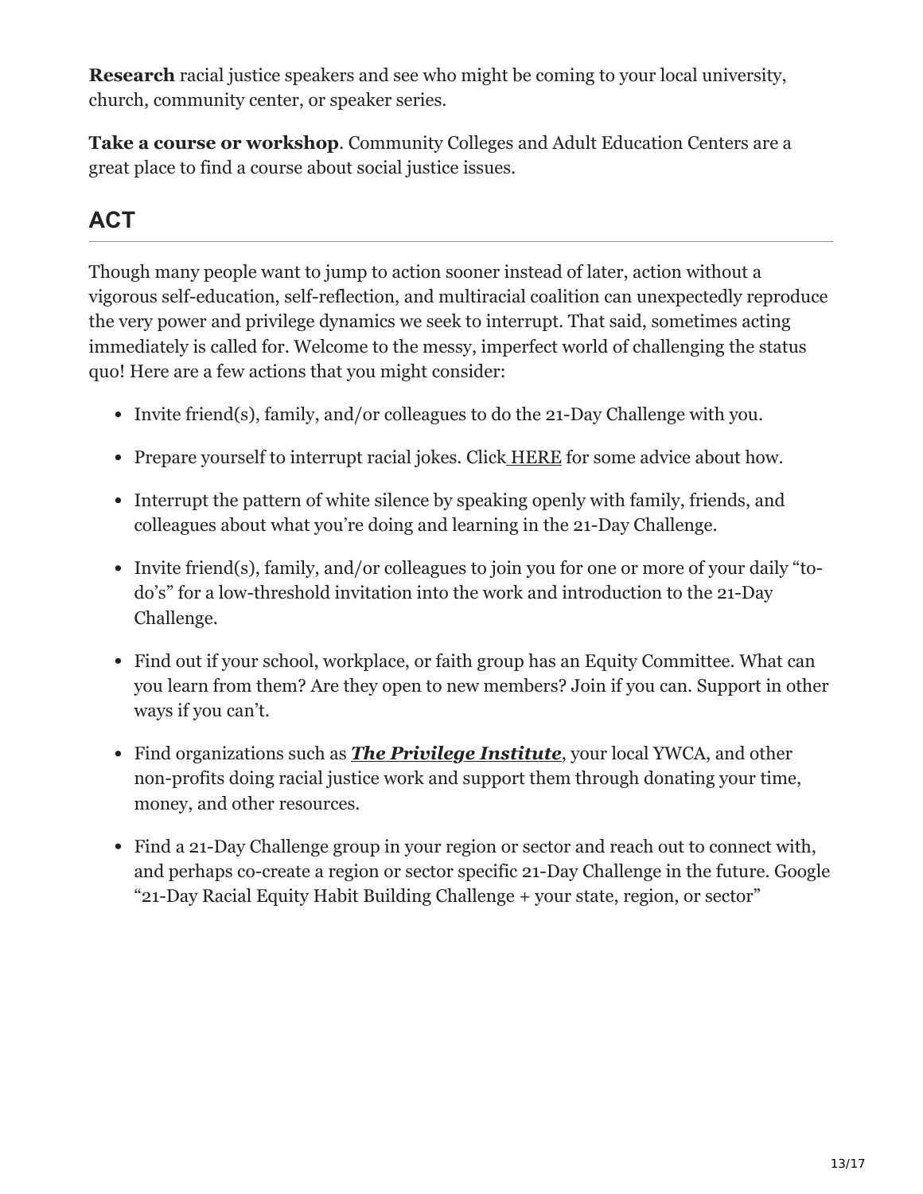**Research** racial justice speakers and see who might be coming to your local university, church, community center, or speaker series.

**Take a course or workshop**. Community Colleges and Adult Education Centers are a great place to find a course about social justice issues.

## ACT

Though many people want to jump to action sooner instead of later, action without a vigorous self-education, self-reflection, and multiracial coalition can unexpectedly reproduce the very power and privilege dynamics we seek to interrupt. That said, sometimes acting immediately is called for. Welcome to the messy, imperfect world of challenging the status quo! Here are a few actions that you might consider:

- Invite friend(s), family, and/or colleagues to do the 21-Day Challenge with you.
- Prepare yourself to interrupt racial jokes. Click HERE for some advice about how.
- Interrupt the pattern of white silence by speaking openly with family, friends, and colleagues about what you're doing and learning in the 21-Day Challenge.
- Invite friend(s), family, and/or colleagues to join you for one or more of your daily "to-do's" for a low-threshold invitation into the work and introduction to the 21-Day Challenge.
- Find out if your school, workplace, or faith group has an Equity Committee. What can you learn from them? Are they open to new members? Join if you can. Support in other ways if you can't.
- Find organizations such as ***The Privilege Institute***, your local YWCA, and other non-profits doing racial justice work and support them through donating your time, money, and other resources.
- Find a 21-Day Challenge group in your region or sector and reach out to connect with, and perhaps co-create a region or sector specific 21-Day Challenge in the future. Google "21-Day Racial Equity Habit Building Challenge + your state, region, or sector"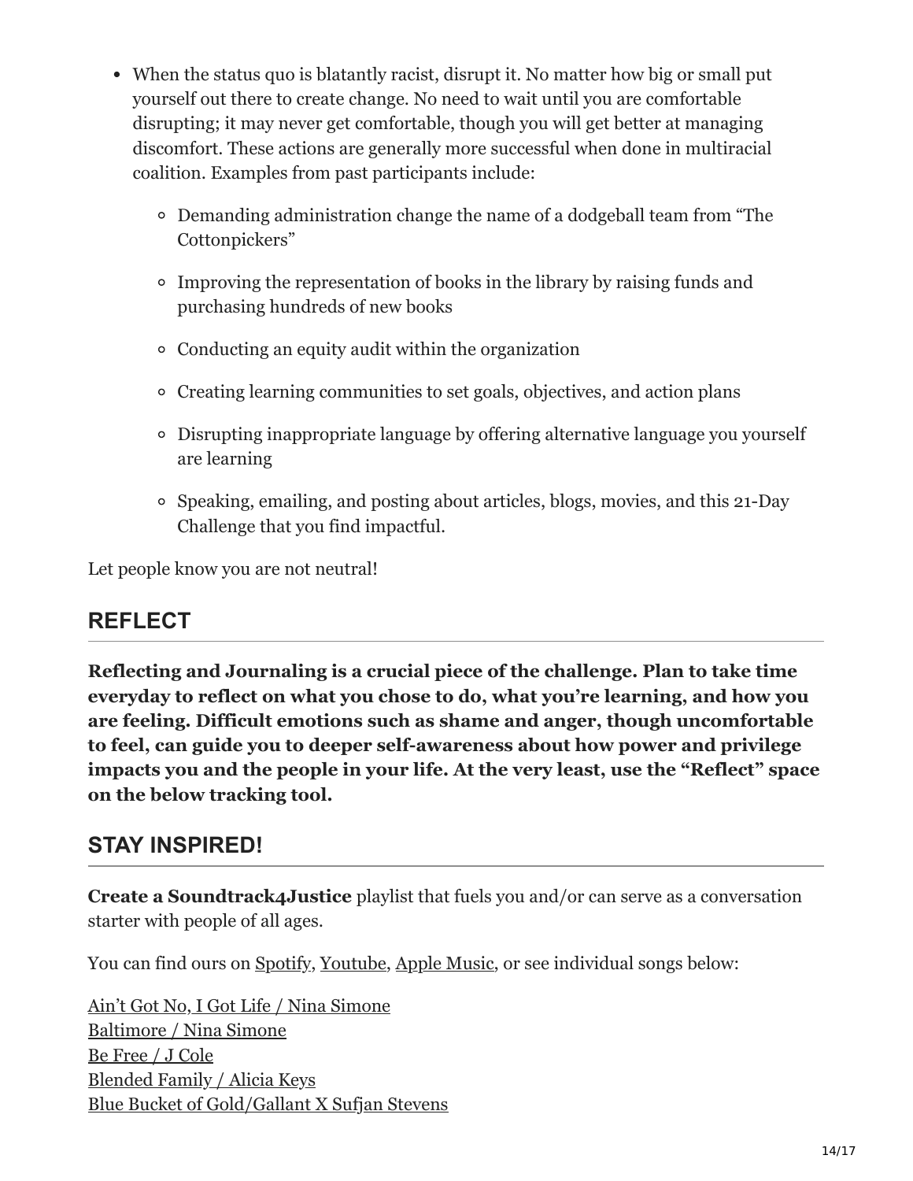- When the status quo is blatantly racist, disrupt it. No matter how big or small put yourself out there to create change. No need to wait until you are comfortable disrupting; it may never get comfortable, though you will get better at managing discomfort. These actions are generally more successful when done in multiracial coalition. Examples from past participants include:
  - Demanding administration change the name of a dodgeball team from "The Cottonpickers"
  - Improving the representation of books in the library by raising funds and purchasing hundreds of new books
  - Conducting an equity audit within the organization
  - Creating learning communities to set goals, objectives, and action plans
  - Disrupting inappropriate language by offering alternative language you yourself are learning
  - Speaking, emailing, and posting about articles, blogs, movies, and this 21-Day Challenge that you find impactful.

Let people know you are not neutral!

## REFLECT

**Reflecting and Journaling is a crucial piece of the challenge. Plan to take time everyday to reflect on what you chose to do, what you're learning, and how you are feeling. Difficult emotions such as shame and anger, though uncomfortable to feel, can guide you to deeper self-awareness about how power and privilege impacts you and the people in your life. At the very least, use the "Reflect" space on the below tracking tool.**

## STAY INSPIRED!

**Create a Soundtrack4Justice** playlist that fuels you and/or can serve as a conversation starter with people of all ages.

You can find ours on Spotify, Youtube, Apple Music, or see individual songs below:

Ain't Got No, I Got Life / Nina Simone
Baltimore / Nina Simone
Be Free / J Cole
Blended Family / Alicia Keys
Blue Bucket of Gold/Gallant X Sufjan Stevens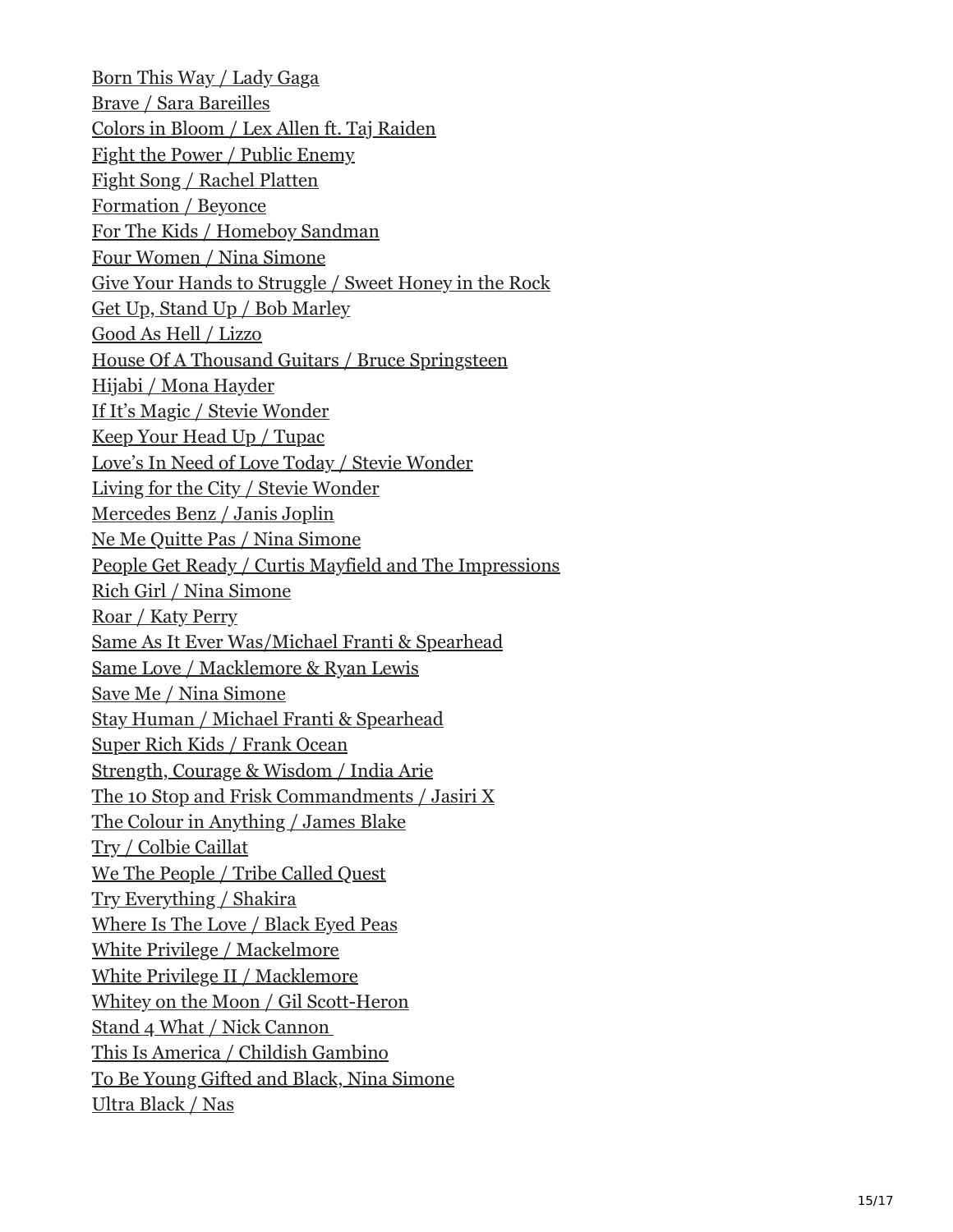Born This Way / Lady Gaga
Brave / Sara Bareilles
Colors in Bloom / Lex Allen ft. Taj Raiden
Fight the Power / Public Enemy
Fight Song / Rachel Platten
Formation / Beyonce
For The Kids / Homeboy Sandman
Four Women / Nina Simone
Give Your Hands to Struggle / Sweet Honey in the Rock
Get Up, Stand Up / Bob Marley
Good As Hell / Lizzo
House Of A Thousand Guitars / Bruce Springsteen
Hijabi / Mona Hayder
If It's Magic / Stevie Wonder
Keep Your Head Up / Tupac
Love's In Need of Love Today / Stevie Wonder
Living for the City / Stevie Wonder
Mercedes Benz / Janis Joplin
Ne Me Quitte Pas / Nina Simone
People Get Ready / Curtis Mayfield and The Impressions
Rich Girl / Nina Simone
Roar / Katy Perry
Same As It Ever Was/Michael Franti & Spearhead
Same Love / Macklemore & Ryan Lewis
Save Me / Nina Simone
Stay Human / Michael Franti & Spearhead
Super Rich Kids / Frank Ocean
Strength, Courage & Wisdom / India Arie
The 10 Stop and Frisk Commandments / Jasiri X
The Colour in Anything / James Blake
Try / Colbie Caillat
We The People / Tribe Called Quest
Try Everything / Shakira
Where Is The Love / Black Eyed Peas
White Privilege / Mackelmore
White Privilege II / Macklemore
Whitey on the Moon / Gil Scott-Heron
Stand 4 What / Nick Cannon
This Is America / Childish Gambino
To Be Young Gifted and Black, Nina Simone
Ultra Black / Nas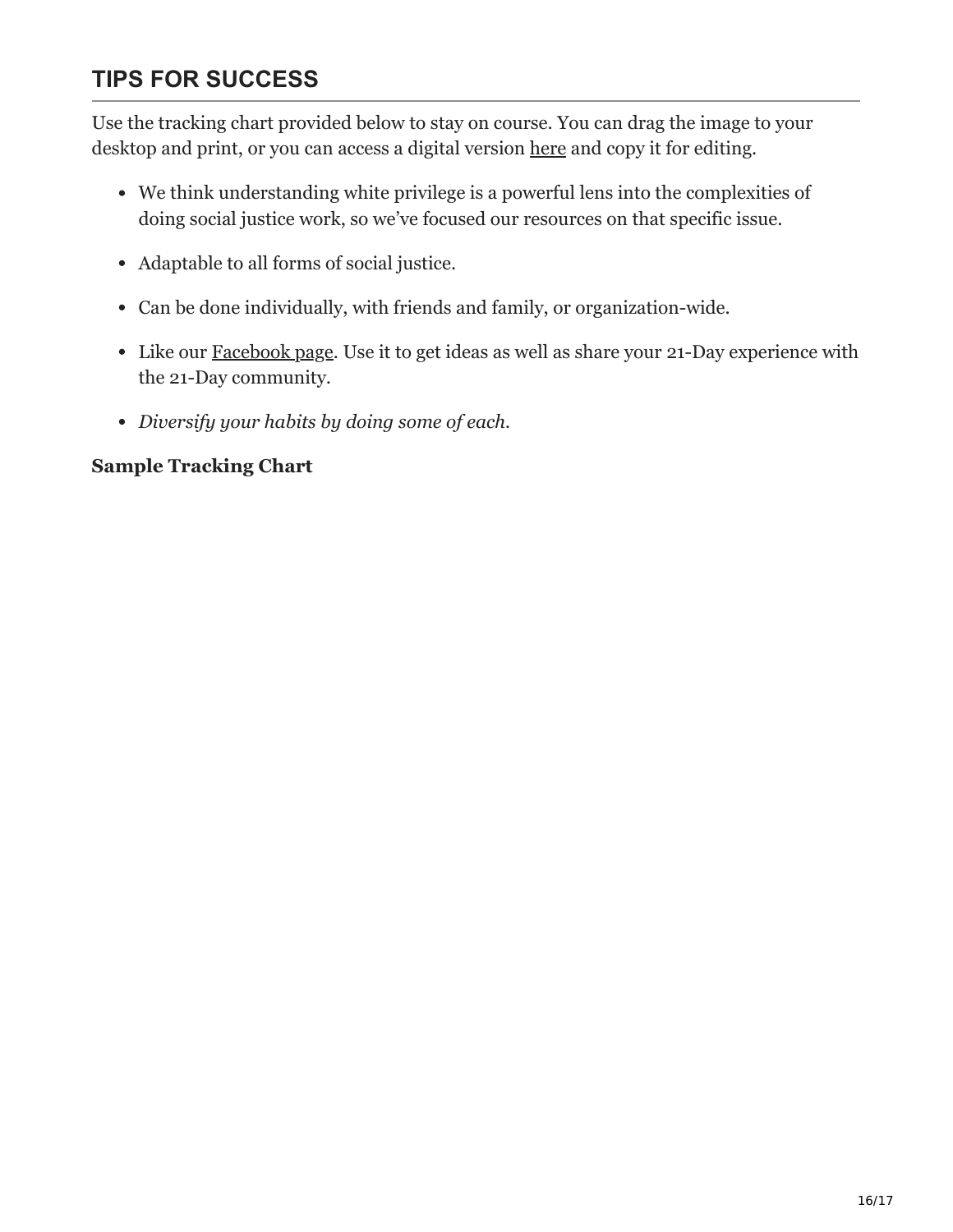## TIPS FOR SUCCESS

Use the tracking chart provided below to stay on course. You can drag the image to your desktop and print, or you can access a digital version here and copy it for editing.

- We think understanding white privilege is a powerful lens into the complexities of doing social justice work, so we've focused our resources on that specific issue.
- Adaptable to all forms of social justice.
- Can be done individually, with friends and family, or organization-wide.
- Like our Facebook page. Use it to get ideas as well as share your 21-Day experience with the 21-Day community.
- *Diversify your habits by doing some of each.*

**Sample Tracking Chart**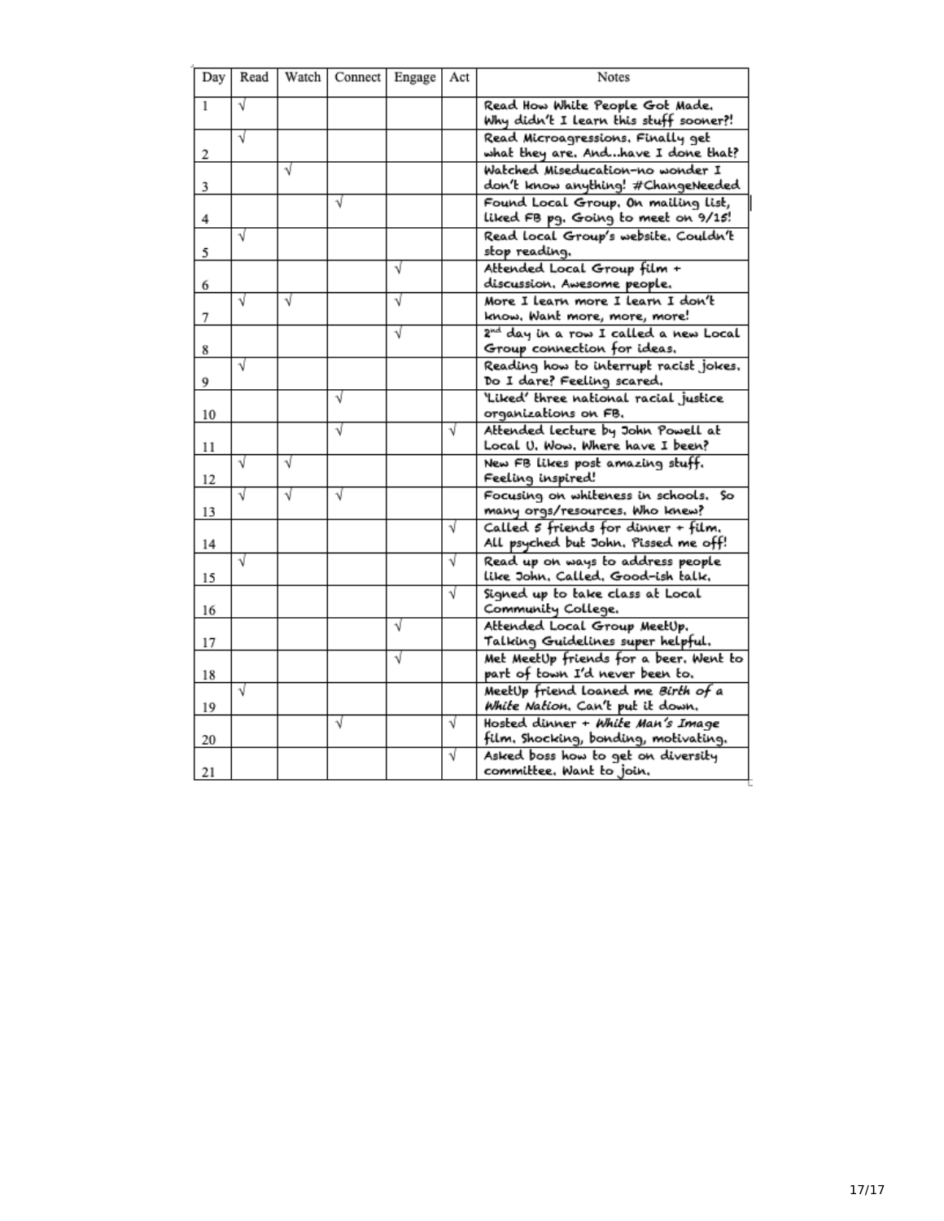| Day | Read | Watch | Connect | Engage | Act | Notes |
|---|---|---|---|---|---|---|
| 1 | √ | | | | | Read How White People Got Made. Why didn't I learn this stuff sooner?! |
| 2 | √ | | | | | Read Microagressions. Finally get what they are. And…have I done that? |
| 3 | | √ | | | | Watched Miseducation–no wonder I don't know anything! #ChangeNeeded |
| 4 | | | √ | | | Found Local Group. On mailing list, liked FB pg. Going to meet on 9/15! |
| 5 | √ | | | | | Read local Group's website. Couldn't stop reading. |
| 6 | | | | √ | | Attended Local Group film + discussion. Awesome people. |
| 7 | √ | √ | | √ | | More I learn more I learn I don't know. Want more, more, more! |
| 8 | | | | √ | | 2nd day in a row I called a new Local Group connection for ideas. |
| 9 | √ | | | | | Reading how to interrupt racist jokes. Do I dare? Feeling scared. |
| 10 | | | √ | | | 'Liked' three national racial justice organizations on FB. |
| 11 | | | √ | | √ | Attended lecture by John Powell at Local U. Wow. Where have I been? |
| 12 | √ | √ | | | | New FB likes post amazing stuff. Feeling inspired! |
| 13 | √ | √ | √ | | | Focusing on whiteness in schools. So many orgs/resources. Who knew? |
| 14 | | | | | √ | Called 5 friends for dinner + film. All psyched but John. Pissed me off! |
| 15 | √ | | | | √ | Read up on ways to address people like John. Called. Good-ish talk. |
| 16 | | | | | √ | Signed up to take class at Local Community College. |
| 17 | | | | √ | | Attended Local Group MeetUp. Talking Guidelines super helpful. |
| 18 | | | | √ | | Met MeetUp friends for a beer. Went to part of town I'd never been to. |
| 19 | √ | | | | | MeetUp friend loaned me *Birth of a White Nation*. Can't put it down. |
| 20 | | | √ | | √ | Hosted dinner + *White Man's Image* film. Shocking, bonding, motivating. |
| 21 | | | | | √ | Asked boss how to get on diversity committee. Want to join. |